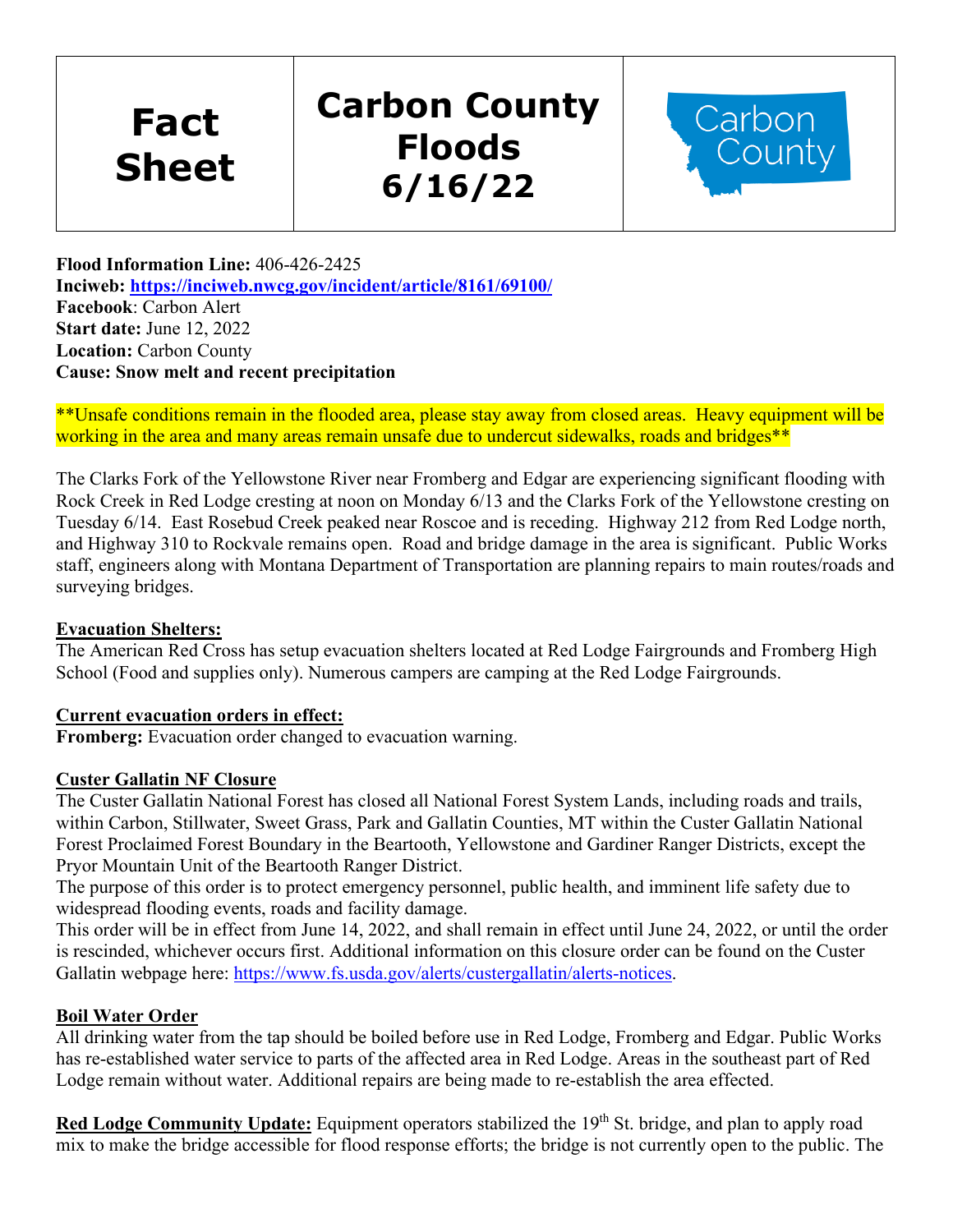| Fact Sheet | Carbon County Floods 6/16/22 | Carbon County |
|---|---|---|

**Flood Information Line:** 406-426-2425
**Inciweb:** **https://inciweb.nwcg.gov/incident/article/8161/69100/**
**Facebook**: Carbon Alert
**Start date:** June 12, 2022
**Location:** Carbon County
**Cause: Snow melt and recent precipitation**

**Unsafe conditions remain in the flooded area, please stay away from closed areas. Heavy equipment will be working in the area and many areas remain unsafe due to undercut sidewalks, roads and bridges**

The Clarks Fork of the Yellowstone River near Fromberg and Edgar are experiencing significant flooding with Rock Creek in Red Lodge cresting at noon on Monday 6/13 and the Clarks Fork of the Yellowstone cresting on Tuesday 6/14. East Rosebud Creek peaked near Roscoe and is receding. Highway 212 from Red Lodge north, and Highway 310 to Rockvale remains open. Road and bridge damage in the area is significant. Public Works staff, engineers along with Montana Department of Transportation are planning repairs to main routes/roads and surveying bridges.

**Evacuation Shelters:**

The American Red Cross has setup evacuation shelters located at Red Lodge Fairgrounds and Fromberg High School (Food and supplies only). Numerous campers are camping at the Red Lodge Fairgrounds.

**Current evacuation orders in effect:**

**Fromberg:** Evacuation order changed to evacuation warning.

**Custer Gallatin NF Closure**

The Custer Gallatin National Forest has closed all National Forest System Lands, including roads and trails, within Carbon, Stillwater, Sweet Grass, Park and Gallatin Counties, MT within the Custer Gallatin National Forest Proclaimed Forest Boundary in the Beartooth, Yellowstone and Gardiner Ranger Districts, except the Pryor Mountain Unit of the Beartooth Ranger District.
The purpose of this order is to protect emergency personnel, public health, and imminent life safety due to widespread flooding events, roads and facility damage.
This order will be in effect from June 14, 2022, and shall remain in effect until June 24, 2022, or until the order is rescinded, whichever occurs first. Additional information on this closure order can be found on the Custer Gallatin webpage here: https://www.fs.usda.gov/alerts/custergallatin/alerts-notices.

**Boil Water Order**

All drinking water from the tap should be boiled before use in Red Lodge, Fromberg and Edgar. Public Works has re-established water service to parts of the affected area in Red Lodge. Areas in the southeast part of Red Lodge remain without water. Additional repairs are being made to re-establish the area effected.

**Red Lodge Community Update:** Equipment operators stabilized the 19th St. bridge, and plan to apply road mix to make the bridge accessible for flood response efforts; the bridge is not currently open to the public. The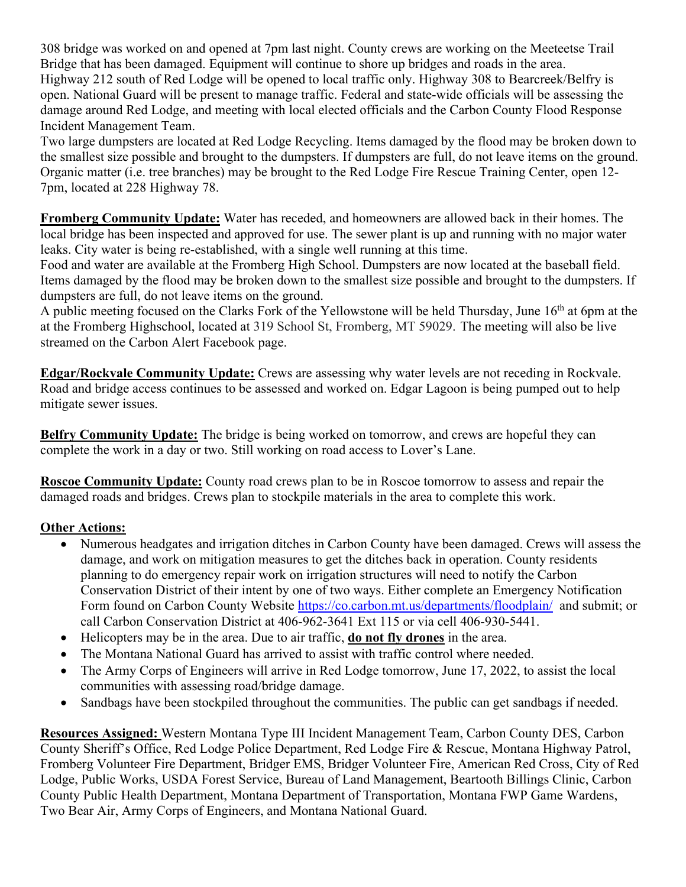308 bridge was worked on and opened at 7pm last night. County crews are working on the Meeteetse Trail Bridge that has been damaged. Equipment will continue to shore up bridges and roads in the area.
Highway 212 south of Red Lodge will be opened to local traffic only. Highway 308 to Bearcreek/Belfry is open. National Guard will be present to manage traffic. Federal and state-wide officials will be assessing the damage around Red Lodge, and meeting with local elected officials and the Carbon County Flood Response Incident Management Team.
Two large dumpsters are located at Red Lodge Recycling. Items damaged by the flood may be broken down to the smallest size possible and brought to the dumpsters. If dumpsters are full, do not leave items on the ground. Organic matter (i.e. tree branches) may be brought to the Red Lodge Fire Rescue Training Center, open 12-7pm, located at 228 Highway 78.

**Fromberg Community Update:** Water has receded, and homeowners are allowed back in their homes. The local bridge has been inspected and approved for use. The sewer plant is up and running with no major water leaks. City water is being re-established, with a single well running at this time.
Food and water are available at the Fromberg High School. Dumpsters are now located at the baseball field. Items damaged by the flood may be broken down to the smallest size possible and brought to the dumpsters. If dumpsters are full, do not leave items on the ground.
A public meeting focused on the Clarks Fork of the Yellowstone will be held Thursday, June 16th at 6pm at the at the Fromberg Highschool, located at 319 School St, Fromberg, MT 59029. The meeting will also be live streamed on the Carbon Alert Facebook page.

**Edgar/Rockvale Community Update:** Crews are assessing why water levels are not receding in Rockvale. Road and bridge access continues to be assessed and worked on. Edgar Lagoon is being pumped out to help mitigate sewer issues.

**Belfry Community Update:** The bridge is being worked on tomorrow, and crews are hopeful they can complete the work in a day or two. Still working on road access to Lover's Lane.

**Roscoe Community Update:** County road crews plan to be in Roscoe tomorrow to assess and repair the damaged roads and bridges. Crews plan to stockpile materials in the area to complete this work.

**Other Actions:**

- Numerous headgates and irrigation ditches in Carbon County have been damaged. Crews will assess the damage, and work on mitigation measures to get the ditches back in operation. County residents planning to do emergency repair work on irrigation structures will need to notify the Carbon Conservation District of their intent by one of two ways. Either complete an Emergency Notification Form found on Carbon County Website https://co.carbon.mt.us/departments/floodplain/ and submit; or call Carbon Conservation District at 406-962-3641 Ext 115 or via cell 406-930-5441.
- Helicopters may be in the area. Due to air traffic, **do not fly drones** in the area.
- The Montana National Guard has arrived to assist with traffic control where needed.
- The Army Corps of Engineers will arrive in Red Lodge tomorrow, June 17, 2022, to assist the local communities with assessing road/bridge damage.
- Sandbags have been stockpiled throughout the communities. The public can get sandbags if needed.

**Resources Assigned:** Western Montana Type III Incident Management Team, Carbon County DES, Carbon County Sheriff's Office, Red Lodge Police Department, Red Lodge Fire & Rescue, Montana Highway Patrol, Fromberg Volunteer Fire Department, Bridger EMS, Bridger Volunteer Fire, American Red Cross, City of Red Lodge, Public Works, USDA Forest Service, Bureau of Land Management, Beartooth Billings Clinic, Carbon County Public Health Department, Montana Department of Transportation, Montana FWP Game Wardens, Two Bear Air, Army Corps of Engineers, and Montana National Guard.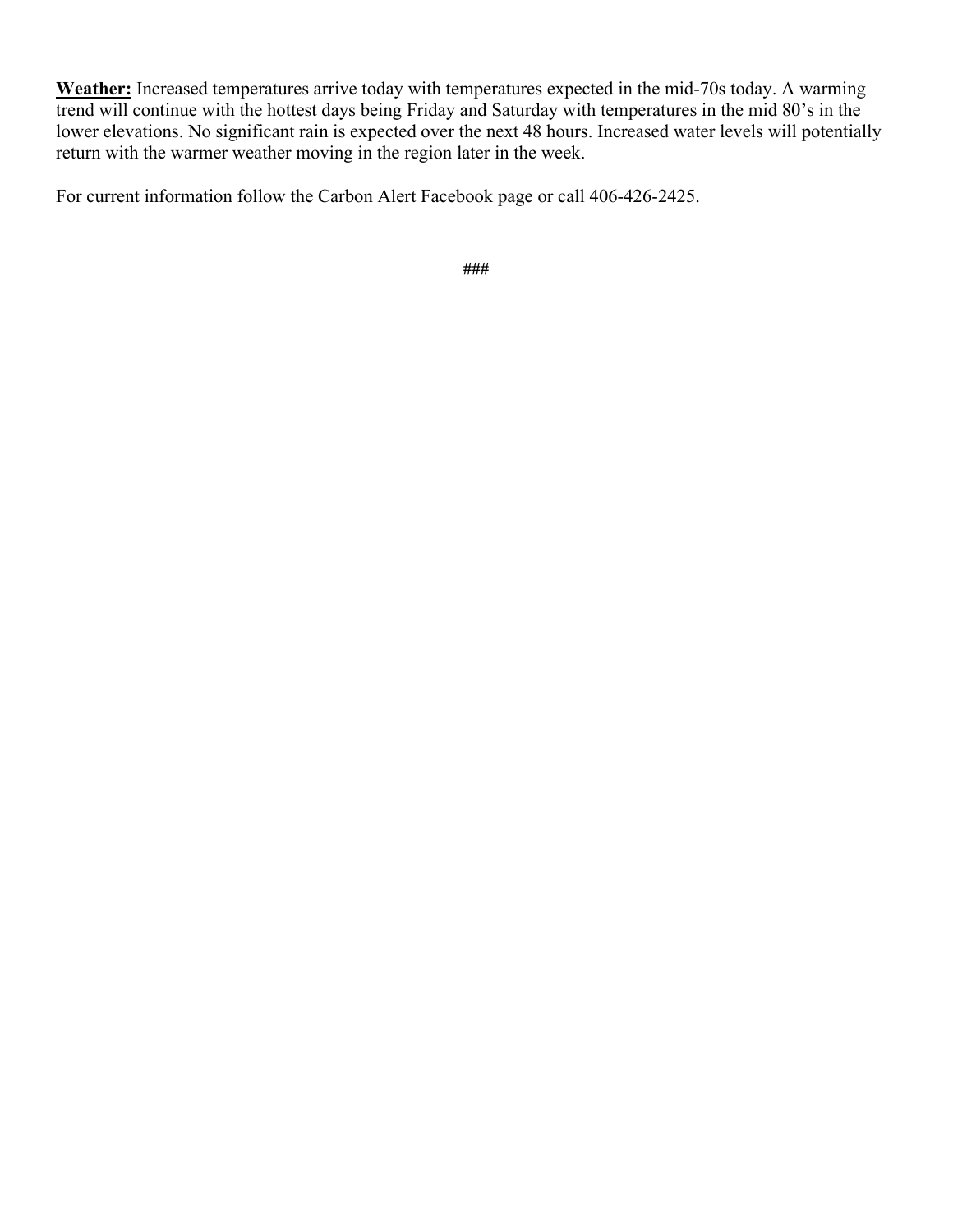**Weather:** Increased temperatures arrive today with temperatures expected in the mid-70s today. A warming trend will continue with the hottest days being Friday and Saturday with temperatures in the mid 80's in the lower elevations. No significant rain is expected over the next 48 hours. Increased water levels will potentially return with the warmer weather moving in the region later in the week.

For current information follow the Carbon Alert Facebook page or call 406-426-2425.

###